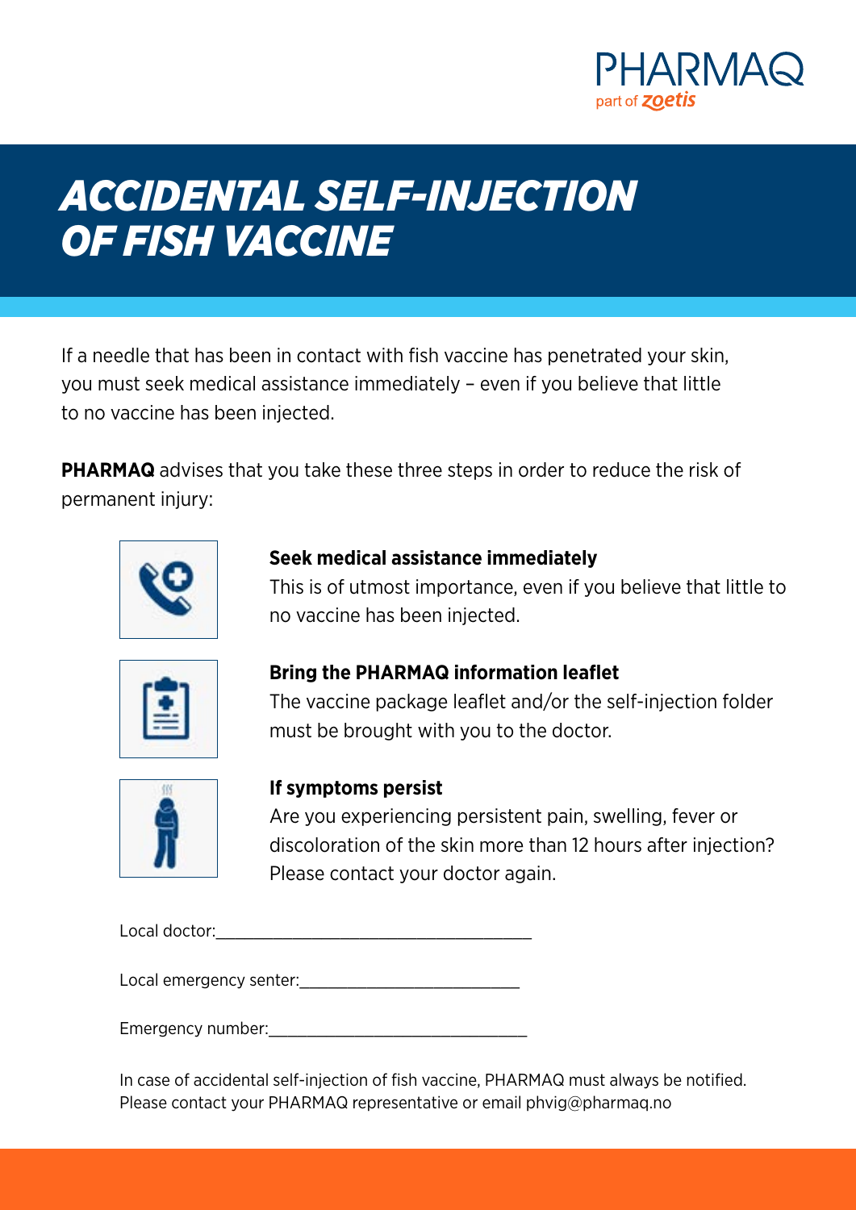PHARMAQ
part of zoetis

# ACCIDENTAL SELF-INJECTION OF FISH VACCINE

If a needle that has been in contact with fish vaccine has penetrated your skin, you must seek medical assistance immediately – even if you believe that little to no vaccine has been injected.

**PHARMAQ** advises that you take these three steps in order to reduce the risk of permanent injury:

**Seek medical assistance immediately**
This is of utmost importance, even if you believe that little to no vaccine has been injected.

**Bring the PHARMAQ information leaflet**
The vaccine package leaflet and/or the self-injection folder must be brought with you to the doctor.

**If symptoms persist**
Are you experiencing persistent pain, swelling, fever or discoloration of the skin more than 12 hours after injection? Please contact your doctor again.

Local doctor:____________________________________

Local emergency senter:_________________________

Emergency number:_____________________________

In case of accidental self-injection of fish vaccine, PHARMAQ must always be notified. Please contact your PHARMAQ representative or email phvig@pharmaq.no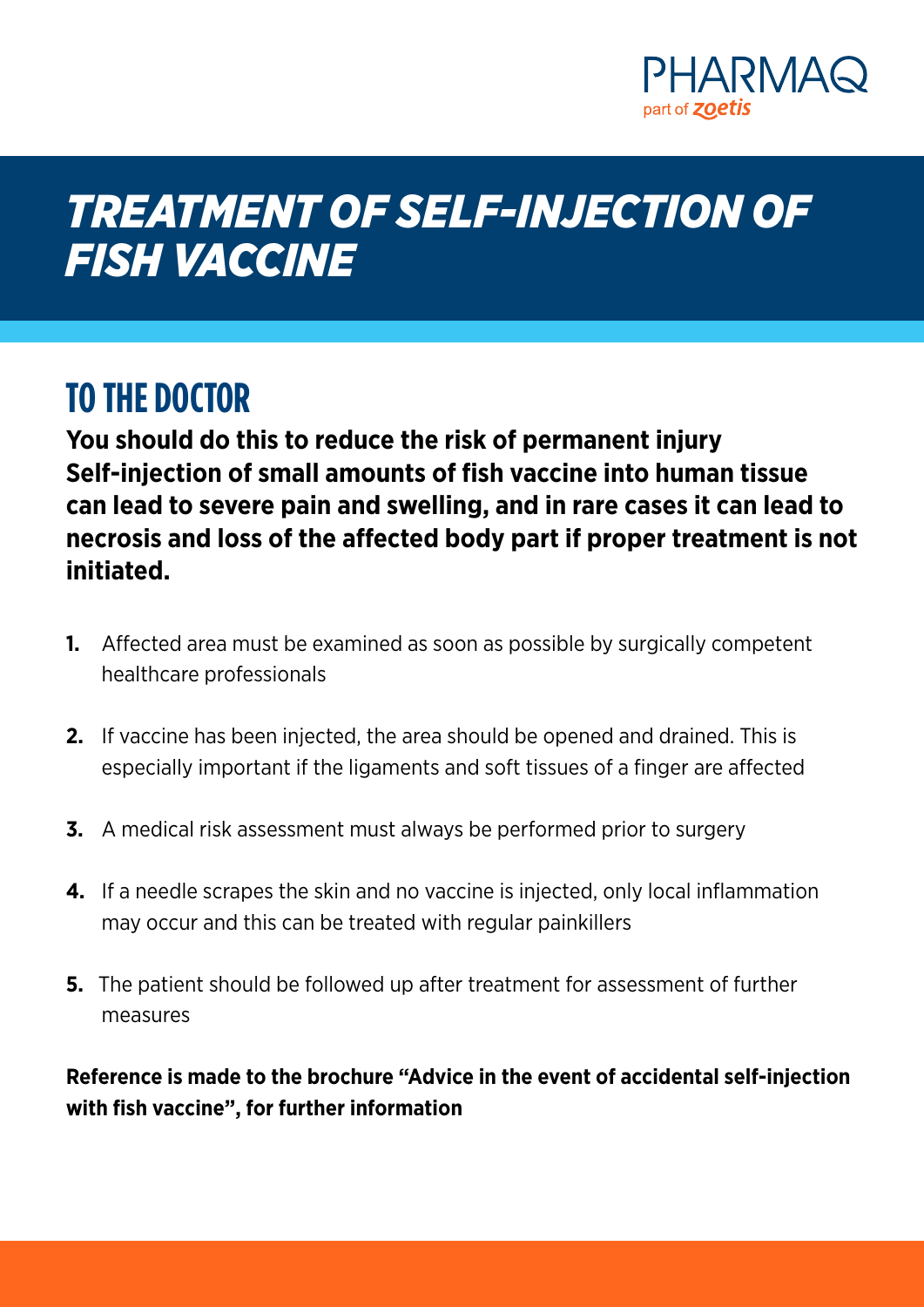# TREATMENT OF SELF-INJECTION OF FISH VACCINE

## TO THE DOCTOR

**You should do this to reduce the risk of permanent injury**
**Self-injection of small amounts of fish vaccine into human tissue can lead to severe pain and swelling, and in rare cases it can lead to necrosis and loss of the affected body part if proper treatment is not initiated.**

1. Affected area must be examined as soon as possible by surgically competent healthcare professionals
2. If vaccine has been injected, the area should be opened and drained. This is especially important if the ligaments and soft tissues of a finger are affected
3. A medical risk assessment must always be performed prior to surgery
4. If a needle scrapes the skin and no vaccine is injected, only local inflammation may occur and this can be treated with regular painkillers
5. The patient should be followed up after treatment for assessment of further measures

**Reference is made to the brochure "Advice in the event of accidental self-injection with fish vaccine", for further information**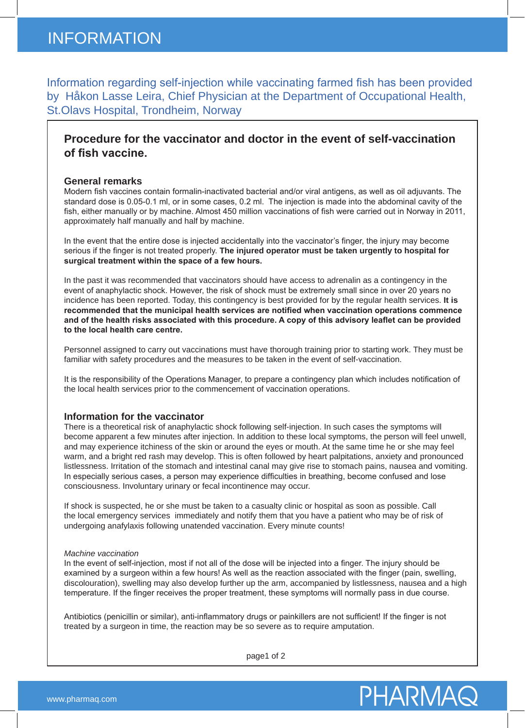# INFORMATION

Information regarding self-injection while vaccinating farmed fish has been provided by Håkon Lasse Leira, Chief Physician at the Department of Occupational Health, St.Olavs Hospital, Trondheim, Norway

## Procedure for the vaccinator and doctor in the event of self-vaccination of fish vaccine.

### General remarks

Modern fish vaccines contain formalin-inactivated bacterial and/or viral antigens, as well as oil adjuvants. The standard dose is 0.05-0.1 ml, or in some cases, 0.2 ml. The injection is made into the abdominal cavity of the fish, either manually or by machine. Almost 450 million vaccinations of fish were carried out in Norway in 2011, approximately half manually and half by machine.

In the event that the entire dose is injected accidentally into the vaccinator's finger, the injury may become serious if the finger is not treated properly. **The injured operator must be taken urgently to hospital for surgical treatment within the space of a few hours.**

In the past it was recommended that vaccinators should have access to adrenalin as a contingency in the event of anaphylactic shock. However, the risk of shock must be extremely small since in over 20 years no incidence has been reported. Today, this contingency is best provided for by the regular health services. **It is recommended that the municipal health services are notified when vaccination operations commence and of the health risks associated with this procedure. A copy of this advisory leaflet can be provided to the local health care centre.**

Personnel assigned to carry out vaccinations must have thorough training prior to starting work. They must be familiar with safety procedures and the measures to be taken in the event of self-vaccination.

It is the responsibility of the Operations Manager, to prepare a contingency plan which includes notification of the local health services prior to the commencement of vaccination operations.

### Information for the vaccinator

There is a theoretical risk of anaphylactic shock following self-injection. In such cases the symptoms will become apparent a few minutes after injection. In addition to these local symptoms, the person will feel unwell, and may experience itchiness of the skin or around the eyes or mouth. At the same time he or she may feel warm, and a bright red rash may develop. This is often followed by heart palpitations, anxiety and pronounced listlessness. Irritation of the stomach and intestinal canal may give rise to stomach pains, nausea and vomiting. In especially serious cases, a person may experience difficulties in breathing, become confused and lose consciousness. Involuntary urinary or fecal incontinence may occur.

If shock is suspected, he or she must be taken to a casualty clinic or hospital as soon as possible. Call the local emergency services immediately and notify them that you have a patient who may be of risk of undergoing anafylaxis following unatended vaccination. Every minute counts!

*Machine vaccination*

In the event of self-injection, most if not all of the dose will be injected into a finger. The injury should be examined by a surgeon within a few hours! As well as the reaction associated with the finger (pain, swelling, discolouration), swelling may also develop further up the arm, accompanied by listlessness, nausea and a high temperature. If the finger receives the proper treatment, these symptoms will normally pass in due course.

Antibiotics (penicillin or similar), anti-inflammatory drugs or painkillers are not sufficient! If the finger is not treated by a surgeon in time, the reaction may be so severe as to require amputation.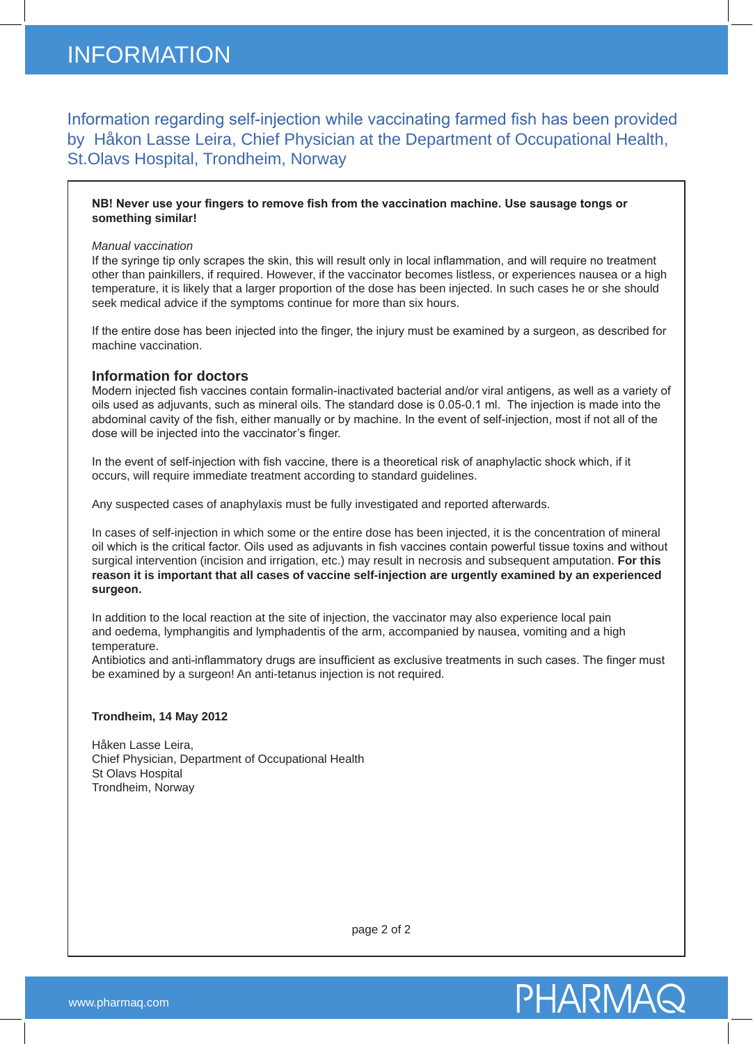# INFORMATION

## Information regarding self-injection while vaccinating farmed fish has been provided by Håkon Lasse Leira, Chief Physician at the Department of Occupational Health, St.Olavs Hospital, Trondheim, Norway

**NB! Never use your fingers to remove fish from the vaccination machine. Use sausage tongs or something similar!**

*Manual vaccination*

If the syringe tip only scrapes the skin, this will result only in local inflammation, and will require no treatment other than painkillers, if required. However, if the vaccinator becomes listless, or experiences nausea or a high temperature, it is likely that a larger proportion of the dose has been injected. In such cases he or she should seek medical advice if the symptoms continue for more than six hours.

If the entire dose has been injected into the finger, the injury must be examined by a surgeon, as described for machine vaccination.

### Information for doctors

Modern injected fish vaccines contain formalin-inactivated bacterial and/or viral antigens, as well as a variety of oils used as adjuvants, such as mineral oils. The standard dose is 0.05-0.1 ml. The injection is made into the abdominal cavity of the fish, either manually or by machine. In the event of self-injection, most if not all of the dose will be injected into the vaccinator's finger.

In the event of self-injection with fish vaccine, there is a theoretical risk of anaphylactic shock which, if it occurs, will require immediate treatment according to standard guidelines.

Any suspected cases of anaphylaxis must be fully investigated and reported afterwards.

In cases of self-injection in which some or the entire dose has been injected, it is the concentration of mineral oil which is the critical factor. Oils used as adjuvants in fish vaccines contain powerful tissue toxins and without surgical intervention (incision and irrigation, etc.) may result in necrosis and subsequent amputation. **For this reason it is important that all cases of vaccine self-injection are urgently examined by an experienced surgeon.**

In addition to the local reaction at the site of injection, the vaccinator may also experience local pain and oedema, lymphangitis and lymphadentis of the arm, accompanied by nausea, vomiting and a high temperature.

Antibiotics and anti-inflammatory drugs are insufficient as exclusive treatments in such cases. The finger must be examined by a surgeon! An anti-tetanus injection is not required.

**Trondheim, 14 May 2012**

Håken Lasse Leira,
Chief Physician, Department of Occupational Health
St Olavs Hospital
Trondheim, Norway

www.pharmaq.com

PHARMAQ